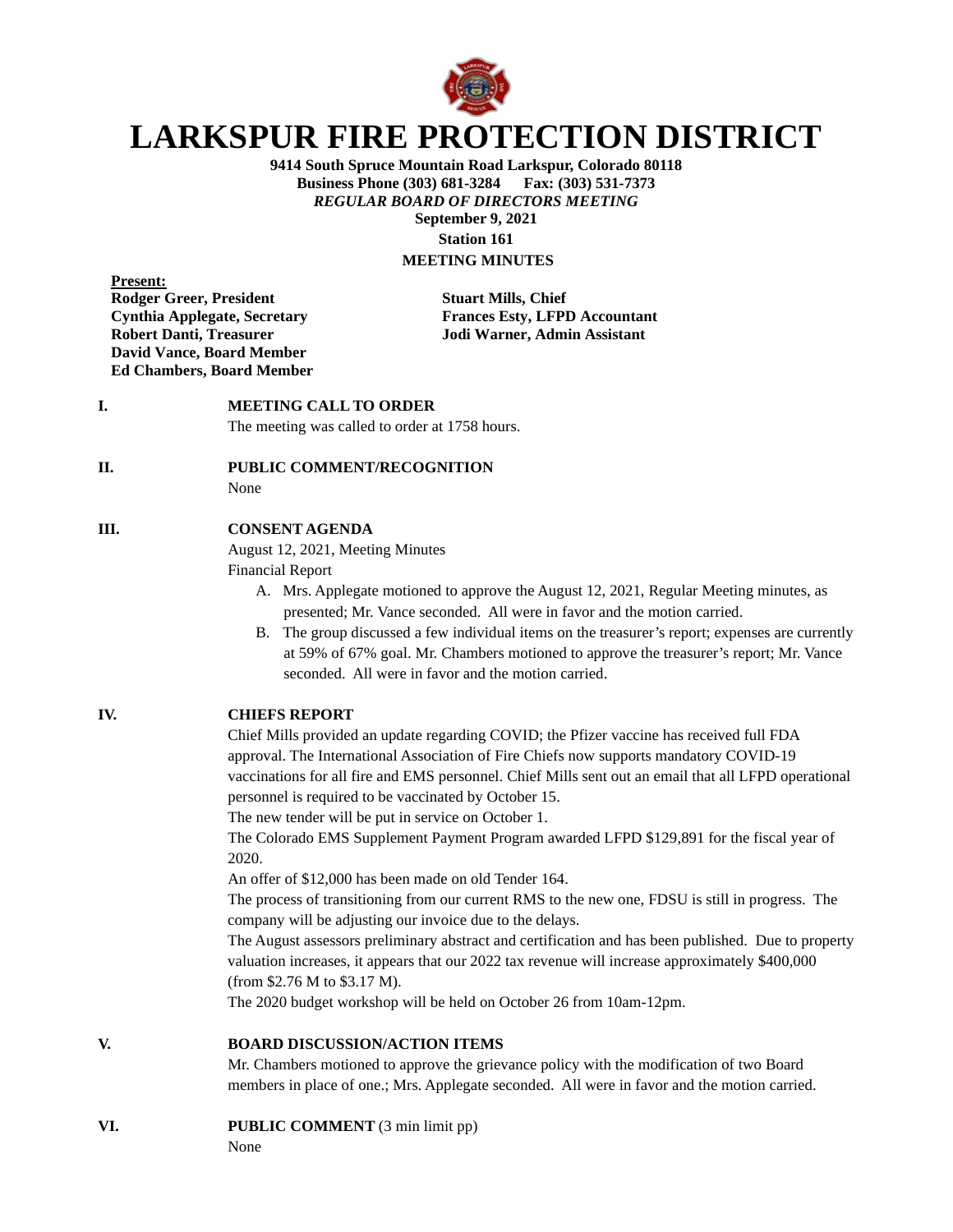# LARKSPUR FIRE PROTECTION DISTRICT

**9414 South Spruce Mountain Road Larkspur, Colorado 80118**
**Business Phone (303) 681-3284 Fax: (303) 531-7373**
***REGULAR BOARD OF DIRECTORS MEETING***
**September 9, 2021**
**Station 161**
**MEETING MINUTES**

**Present:**

**Rodger Greer, President**
**Cynthia Applegate, Secretary**
**Robert Danti, Treasurer**
**David Vance, Board Member**
**Ed Chambers, Board Member**

**Stuart Mills, Chief**
**Frances Esty, LFPD Accountant**
**Jodi Warner, Admin Assistant**

**I. MEETING CALL TO ORDER**

The meeting was called to order at 1758 hours.

**II. PUBLIC COMMENT/RECOGNITION**

None

**III. CONSENT AGENDA**

August 12, 2021, Meeting Minutes
Financial Report

A. Mrs. Applegate motioned to approve the August 12, 2021, Regular Meeting minutes, as presented; Mr. Vance seconded. All were in favor and the motion carried.
B. The group discussed a few individual items on the treasurer's report; expenses are currently at 59% of 67% goal. Mr. Chambers motioned to approve the treasurer's report; Mr. Vance seconded. All were in favor and the motion carried.

**IV. CHIEFS REPORT**

Chief Mills provided an update regarding COVID; the Pfizer vaccine has received full FDA approval. The International Association of Fire Chiefs now supports mandatory COVID-19 vaccinations for all fire and EMS personnel. Chief Mills sent out an email that all LFPD operational personnel is required to be vaccinated by October 15.
The new tender will be put in service on October 1.
The Colorado EMS Supplement Payment Program awarded LFPD $129,891 for the fiscal year of 2020.
An offer of $12,000 has been made on old Tender 164.
The process of transitioning from our current RMS to the new one, FDSU is still in progress. The company will be adjusting our invoice due to the delays.
The August assessors preliminary abstract and certification and has been published. Due to property valuation increases, it appears that our 2022 tax revenue will increase approximately $400,000 (from $2.76 M to $3.17 M).
The 2020 budget workshop will be held on October 26 from 10am-12pm.

**V. BOARD DISCUSSION/ACTION ITEMS**

Mr. Chambers motioned to approve the grievance policy with the modification of two Board members in place of one.; Mrs. Applegate seconded. All were in favor and the motion carried.

**VI. PUBLIC COMMENT** (3 min limit pp)

None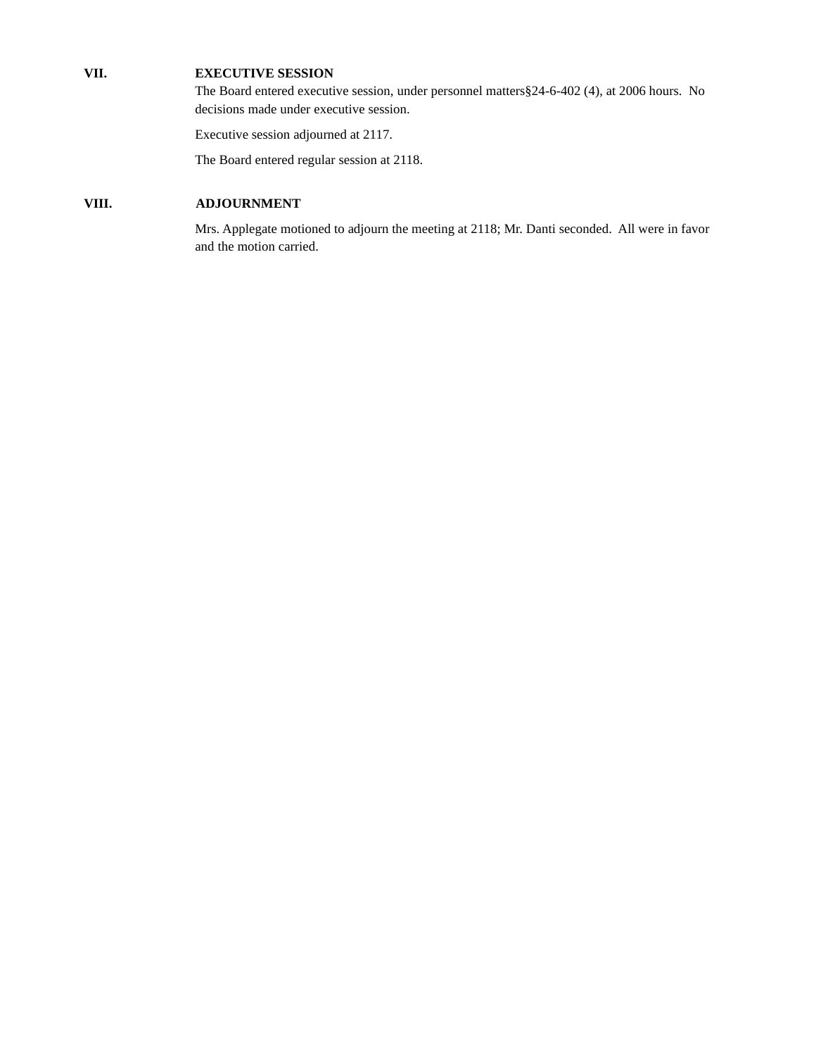## VII. EXECUTIVE SESSION

The Board entered executive session, under personnel matters§24-6-402 (4), at 2006 hours. No decisions made under executive session.

Executive session adjourned at 2117.

The Board entered regular session at 2118.

## VIII. ADJOURNMENT

Mrs. Applegate motioned to adjourn the meeting at 2118; Mr. Danti seconded. All were in favor and the motion carried.